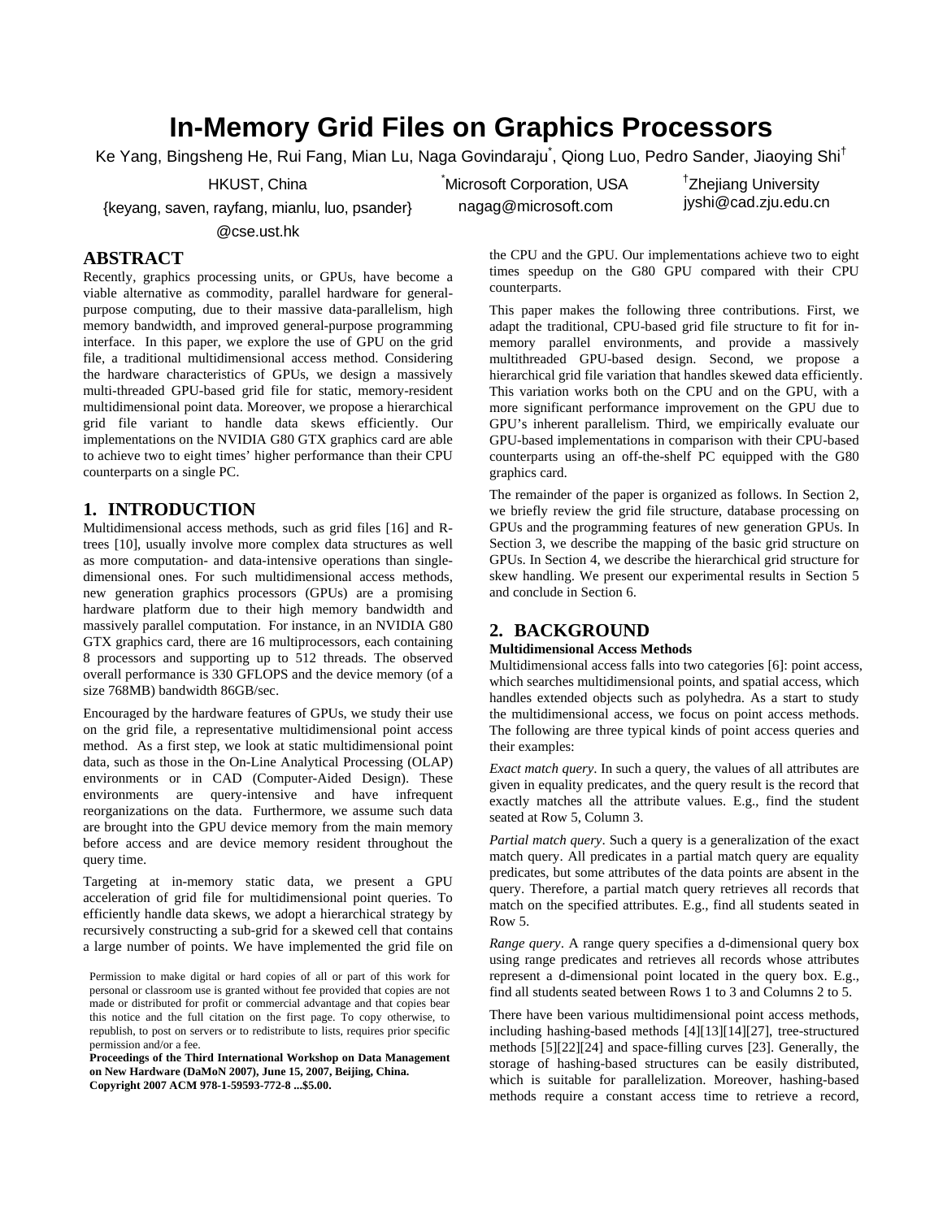# In-Memory Grid Files on Graphics Processors

Ke Yang, Bingsheng He, Rui Fang, Mian Lu, Naga Govindaraju[*], Qiong Luo, Pedro Sander, Jiaoying Shi[†]

HKUST, China
{keyang, saven, rayfang, mianlu, luo, psander}@cse.ust.hk

[*]Microsoft Corporation, USA
nagag@microsoft.com

[†]Zhejiang University
jyshi@cad.zju.edu.cn

## ABSTRACT

Recently, graphics processing units, or GPUs, have become a viable alternative as commodity, parallel hardware for general-purpose computing, due to their massive data-parallelism, high memory bandwidth, and improved general-purpose programming interface. In this paper, we explore the use of GPU on the grid file, a traditional multidimensional access method. Considering the hardware characteristics of GPUs, we design a massively multi-threaded GPU-based grid file for static, memory-resident multidimensional point data. Moreover, we propose a hierarchical grid file variant to handle data skews efficiently. Our implementations on the NVIDIA G80 GTX graphics card are able to achieve two to eight times' higher performance than their CPU counterparts on a single PC.

## 1. INTRODUCTION

Multidimensional access methods, such as grid files [16] and R-trees [10], usually involve more complex data structures as well as more computation- and data-intensive operations than single-dimensional ones. For such multidimensional access methods, new generation graphics processors (GPUs) are a promising hardware platform due to their high memory bandwidth and massively parallel computation. For instance, in an NVIDIA G80 GTX graphics card, there are 16 multiprocessors, each containing 8 processors and supporting up to 512 threads. The observed overall performance is 330 GFLOPS and the device memory (of a size 768MB) bandwidth 86GB/sec.

Encouraged by the hardware features of GPUs, we study their use on the grid file, a representative multidimensional point access method. As a first step, we look at static multidimensional point data, such as those in the On-Line Analytical Processing (OLAP) environments or in CAD (Computer-Aided Design). These environments are query-intensive and have infrequent reorganizations on the data. Furthermore, we assume such data are brought into the GPU device memory from the main memory before access and are device memory resident throughout the query time.

Targeting at in-memory static data, we present a GPU acceleration of grid file for multidimensional point queries. To efficiently handle data skews, we adopt a hierarchical strategy by recursively constructing a sub-grid for a skewed cell that contains a large number of points. We have implemented the grid file on the CPU and the GPU. Our implementations achieve two to eight times speedup on the G80 GPU compared with their CPU counterparts.

This paper makes the following three contributions. First, we adapt the traditional, CPU-based grid file structure to fit for in-memory parallel environments, and provide a massively multithreaded GPU-based design. Second, we propose a hierarchical grid file variation that handles skewed data efficiently. This variation works both on the CPU and on the GPU, with a more significant performance improvement on the GPU due to GPU's inherent parallelism. Third, we empirically evaluate our GPU-based implementations in comparison with their CPU-based counterparts using an off-the-shelf PC equipped with the G80 graphics card.

The remainder of the paper is organized as follows. In Section 2, we briefly review the grid file structure, database processing on GPUs and the programming features of new generation GPUs. In Section 3, we describe the mapping of the basic grid structure on GPUs. In Section 4, we describe the hierarchical grid structure for skew handling. We present our experimental results in Section 5 and conclude in Section 6.

## 2. BACKGROUND

**Multidimensional Access Methods**

Multidimensional access falls into two categories [6]: point access, which searches multidimensional points, and spatial access, which handles extended objects such as polyhedra. As a start to study the multidimensional access, we focus on point access methods. The following are three typical kinds of point access queries and their examples:

*Exact match query*. In such a query, the values of all attributes are given in equality predicates, and the query result is the record that exactly matches all the attribute values. E.g., find the student seated at Row 5, Column 3.

*Partial match query*. Such a query is a generalization of the exact match query. All predicates in a partial match query are equality predicates, but some attributes of the data points are absent in the query. Therefore, a partial match query retrieves all records that match on the specified attributes. E.g., find all students seated in Row 5.

*Range query*. A range query specifies a d-dimensional query box using range predicates and retrieves all records whose attributes represent a d-dimensional point located in the query box. E.g., find all students seated between Rows 1 to 3 and Columns 2 to 5.

There have been various multidimensional point access methods, including hashing-based methods [4][13][14][27], tree-structured methods [5][22][24] and space-filling curves [23]. Generally, the storage of hashing-based structures can be easily distributed, which is suitable for parallelization. Moreover, hashing-based methods require a constant access time to retrieve a record,

Permission to make digital or hard copies of all or part of this work for personal or classroom use is granted without fee provided that copies are not made or distributed for profit or commercial advantage and that copies bear this notice and the full citation on the first page. To copy otherwise, to republish, to post on servers or to redistribute to lists, requires prior specific permission and/or a fee.

**Proceedings of the Third International Workshop on Data Management on New Hardware (DaMoN 2007), June 15, 2007, Beijing, China. Copyright 2007 ACM 978-1-59593-772-8 ...$5.00.**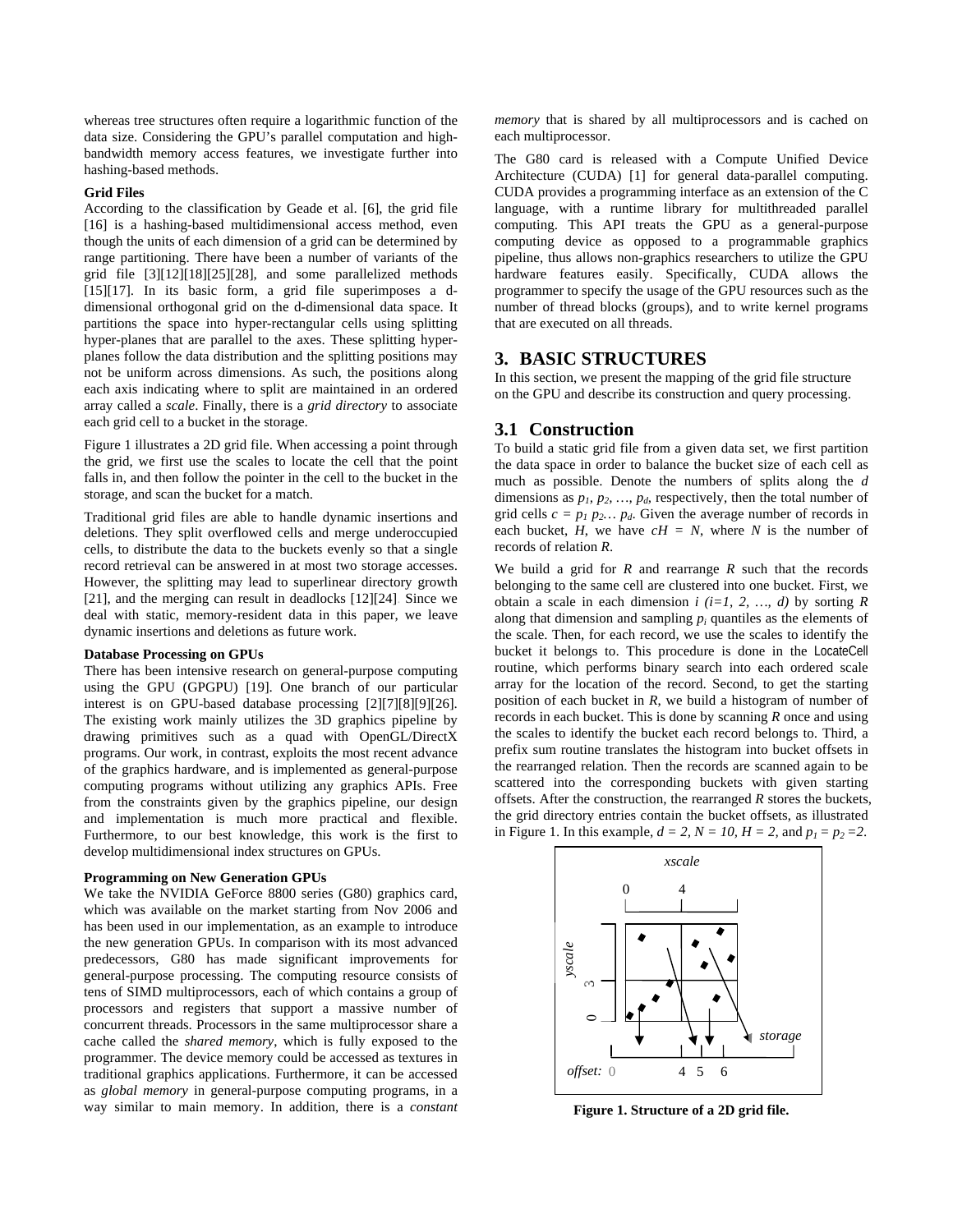whereas tree structures often require a logarithmic function of the data size. Considering the GPU's parallel computation and high-bandwidth memory access features, we investigate further into hashing-based methods.

**Grid Files**

According to the classification by Geade et al. [6], the grid file [16] is a hashing-based multidimensional access method, even though the units of each dimension of a grid can be determined by range partitioning. There have been a number of variants of the grid file [3][12][18][25][28], and some parallelized methods [15][17]. In its basic form, a grid file superimposes a d-dimensional orthogonal grid on the d-dimensional data space. It partitions the space into hyper-rectangular cells using splitting hyper-planes that are parallel to the axes. These splitting hyper-planes follow the data distribution and the splitting positions may not be uniform across dimensions. As such, the positions along each axis indicating where to split are maintained in an ordered array called a *scale*. Finally, there is a *grid directory* to associate each grid cell to a bucket in the storage.

Figure 1 illustrates a 2D grid file. When accessing a point through the grid, we first use the scales to locate the cell that the point falls in, and then follow the pointer in the cell to the bucket in the storage, and scan the bucket for a match.

Traditional grid files are able to handle dynamic insertions and deletions. They split overflowed cells and merge underoccupied cells, to distribute the data to the buckets evenly so that a single record retrieval can be answered in at most two storage accesses. However, the splitting may lead to superlinear directory growth [21], and the merging can result in deadlocks [12][24]. Since we deal with static, memory-resident data in this paper, we leave dynamic insertions and deletions as future work.

**Database Processing on GPUs**

There has been intensive research on general-purpose computing using the GPU (GPGPU) [19]. One branch of our particular interest is on GPU-based database processing [2][7][8][9][26]. The existing work mainly utilizes the 3D graphics pipeline by drawing primitives such as a quad with OpenGL/DirectX programs. Our work, in contrast, exploits the most recent advance of the graphics hardware, and is implemented as general-purpose computing programs without utilizing any graphics APIs. Free from the constraints given by the graphics pipeline, our design and implementation is much more practical and flexible. Furthermore, to our best knowledge, this work is the first to develop multidimensional index structures on GPUs.

**Programming on New Generation GPUs**

We take the NVIDIA GeForce 8800 series (G80) graphics card, which was available on the market starting from Nov 2006 and has been used in our implementation, as an example to introduce the new generation GPUs. In comparison with its most advanced predecessors, G80 has made significant improvements for general-purpose processing. The computing resource consists of tens of SIMD multiprocessors, each of which contains a group of processors and registers that support a massive number of concurrent threads. Processors in the same multiprocessor share a cache called the *shared memory*, which is fully exposed to the programmer. The device memory could be accessed as textures in traditional graphics applications. Furthermore, it can be accessed as *global memory* in general-purpose computing programs, in a way similar to main memory. In addition, there is a *constant memory* that is shared by all multiprocessors and is cached on each multiprocessor.

The G80 card is released with a Compute Unified Device Architecture (CUDA) [1] for general data-parallel computing. CUDA provides a programming interface as an extension of the C language, with a runtime library for multithreaded parallel computing. This API treats the GPU as a general-purpose computing device as opposed to a programmable graphics pipeline, thus allows non-graphics researchers to utilize the GPU hardware features easily. Specifically, CUDA allows the programmer to specify the usage of the GPU resources such as the number of thread blocks (groups), and to write kernel programs that are executed on all threads.

## 3. BASIC STRUCTURES

In this section, we present the mapping of the grid file structure on the GPU and describe its construction and query processing.

### 3.1 Construction

To build a static grid file from a given data set, we first partition the data space in order to balance the bucket size of each cell as much as possible. Denote the numbers of splits along the $d$ dimensions as $p_1, p_2, \ldots, p_d$, respectively, then the total number of grid cells $c = p_1 p_2 \ldots p_d$. Given the average number of records in each bucket, $H$, we have $cH = N$, where $N$ is the number of records of relation $R$.

We build a grid for $R$ and rearrange $R$ such that the records belonging to the same cell are clustered into one bucket. First, we obtain a scale in each dimension $i$ $(i=1, 2, \ldots, d)$ by sorting $R$ along that dimension and sampling $p_i$ quantiles as the elements of the scale. Then, for each record, we use the scales to identify the bucket it belongs to. This procedure is done in the LocateCell routine, which performs binary search into each ordered scale array for the location of the record. Second, to get the starting position of each bucket in $R$, we build a histogram of number of records in each bucket. This is done by scanning $R$ once and using the scales to identify the bucket each record belongs to. Third, a prefix sum routine translates the histogram into bucket offsets in the rearranged relation. Then the records are scanned again to be scattered into the corresponding buckets with given starting offsets. After the construction, the rearranged $R$ stores the buckets, the grid directory entries contain the bucket offsets, as illustrated in Figure 1. In this example, $d = 2$, $N = 10$, $H = 2$, and $p_1 = p_2 = 2$.

**Figure 1. Structure of a 2D grid file.**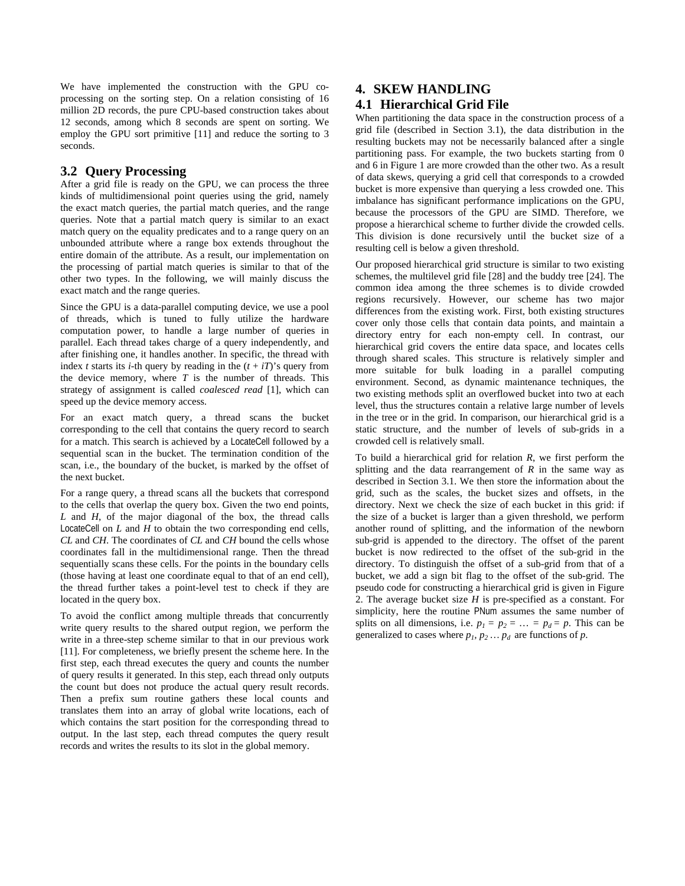We have implemented the construction with the GPU co-processing on the sorting step. On a relation consisting of 16 million 2D records, the pure CPU-based construction takes about 12 seconds, among which 8 seconds are spent on sorting. We employ the GPU sort primitive [11] and reduce the sorting to 3 seconds.

## 3.2 Query Processing

After a grid file is ready on the GPU, we can process the three kinds of multidimensional point queries using the grid, namely the exact match queries, the partial match queries, and the range queries. Note that a partial match query is similar to an exact match query on the equality predicates and to a range query on an unbounded attribute where a range box extends throughout the entire domain of the attribute. As a result, our implementation on the processing of partial match queries is similar to that of the other two types. In the following, we will mainly discuss the exact match and the range queries.

Since the GPU is a data-parallel computing device, we use a pool of threads, which is tuned to fully utilize the hardware computation power, to handle a large number of queries in parallel. Each thread takes charge of a query independently, and after finishing one, it handles another. In specific, the thread with index $t$ starts its $i$-th query by reading in the $(t + iT)$'s query from the device memory, where $T$ is the number of threads. This strategy of assignment is called *coalesced read* [1], which can speed up the device memory access.

For an exact match query, a thread scans the bucket corresponding to the cell that contains the query record to search for a match. This search is achieved by a LocateCell followed by a sequential scan in the bucket. The termination condition of the scan, i.e., the boundary of the bucket, is marked by the offset of the next bucket.

For a range query, a thread scans all the buckets that correspond to the cells that overlap the query box. Given the two end points, $L$ and $H$, of the major diagonal of the box, the thread calls LocateCell on $L$ and $H$ to obtain the two corresponding end cells, $CL$ and $CH$. The coordinates of $CL$ and $CH$ bound the cells whose coordinates fall in the multidimensional range. Then the thread sequentially scans these cells. For the points in the boundary cells (those having at least one coordinate equal to that of an end cell), the thread further takes a point-level test to check if they are located in the query box.

To avoid the conflict among multiple threads that concurrently write query results to the shared output region, we perform the write in a three-step scheme similar to that in our previous work [11]. For completeness, we briefly present the scheme here. In the first step, each thread executes the query and counts the number of query results it generated. In this step, each thread only outputs the count but does not produce the actual query result records. Then a prefix sum routine gathers these local counts and translates them into an array of global write locations, each of which contains the start position for the corresponding thread to output. In the last step, each thread computes the query result records and writes the results to its slot in the global memory.

# 4. SKEW HANDLING

## 4.1 Hierarchical Grid File

When partitioning the data space in the construction process of a grid file (described in Section 3.1), the data distribution in the resulting buckets may not be necessarily balanced after a single partitioning pass. For example, the two buckets starting from 0 and 6 in Figure 1 are more crowded than the other two. As a result of data skews, querying a grid cell that corresponds to a crowded bucket is more expensive than querying a less crowded one. This imbalance has significant performance implications on the GPU, because the processors of the GPU are SIMD. Therefore, we propose a hierarchical scheme to further divide the crowded cells. This division is done recursively until the bucket size of a resulting cell is below a given threshold.

Our proposed hierarchical grid structure is similar to two existing schemes, the multilevel grid file [28] and the buddy tree [24]. The common idea among the three schemes is to divide crowded regions recursively. However, our scheme has two major differences from the existing work. First, both existing structures cover only those cells that contain data points, and maintain a directory entry for each non-empty cell. In contrast, our hierarchical grid covers the entire data space, and locates cells through shared scales. This structure is relatively simpler and more suitable for bulk loading in a parallel computing environment. Second, as dynamic maintenance techniques, the two existing methods split an overflowed bucket into two at each level, thus the structures contain a relative large number of levels in the tree or in the grid. In comparison, our hierarchical grid is a static structure, and the number of levels of sub-grids in a crowded cell is relatively small.

To build a hierarchical grid for relation $R$, we first perform the splitting and the data rearrangement of $R$ in the same way as described in Section 3.1. We then store the information about the grid, such as the scales, the bucket sizes and offsets, in the directory. Next we check the size of each bucket in this grid: if the size of a bucket is larger than a given threshold, we perform another round of splitting, and the information of the newborn sub-grid is appended to the directory. The offset of the parent bucket is now redirected to the offset of the sub-grid in the directory. To distinguish the offset of a sub-grid from that of a bucket, we add a sign bit flag to the offset of the sub-grid. The pseudo code for constructing a hierarchical grid is given in Figure 2. The average bucket size $H$ is pre-specified as a constant. For simplicity, here the routine PNum assumes the same number of splits on all dimensions, i.e. $p_1 = p_2 = \ldots = p_d = p$. This can be generalized to cases where $p_1, p_2 \ldots p_d$ are functions of $p$.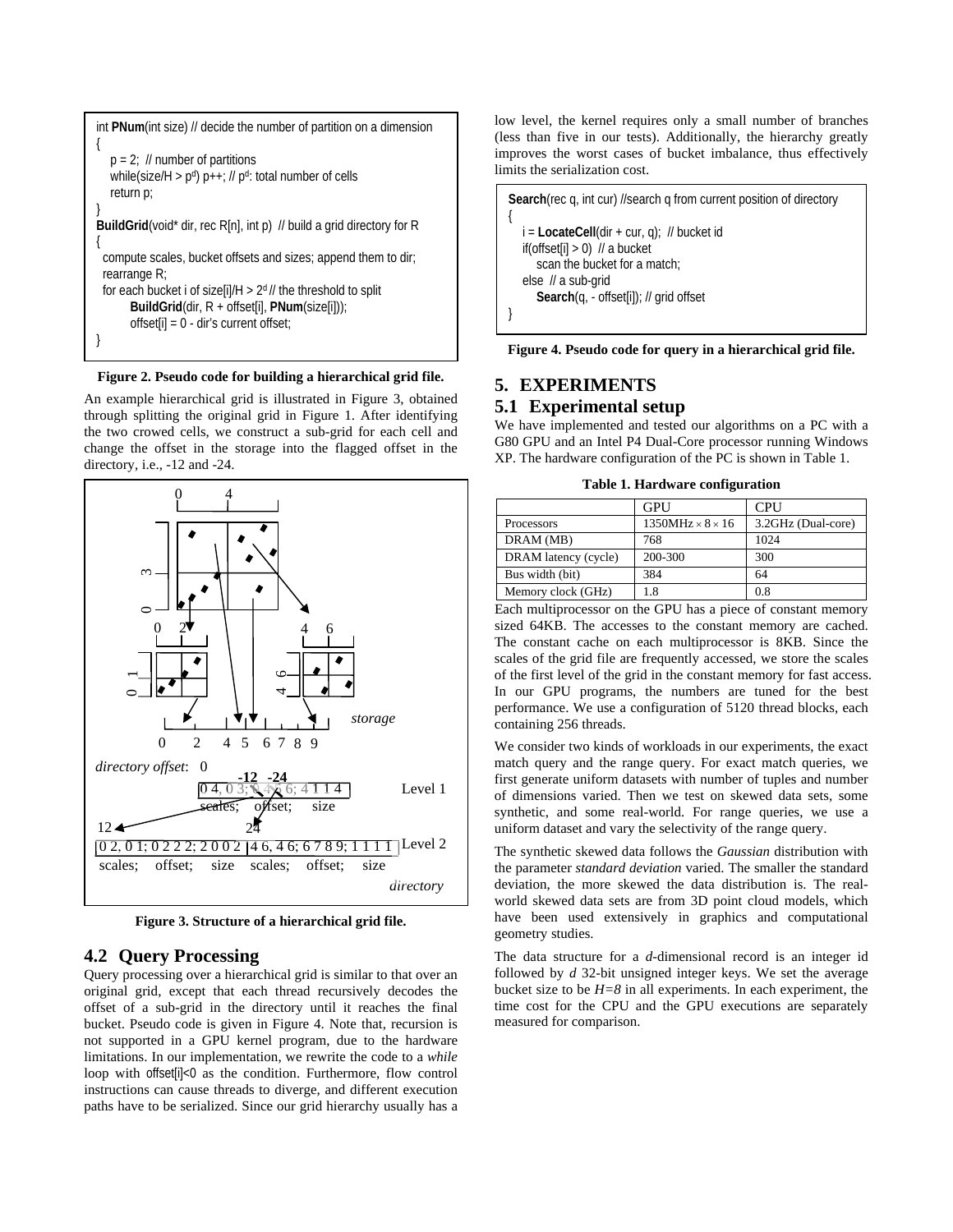```
int PNum(int size) // decide the number of partition on a dimension
{
    p = 2;  // number of partitions
    while(size/H > p^d) p++; // p^d: total number of cells
    return p;
}
BuildGrid(void* dir, rec R[n], int p)  // build a grid directory for R
{
  compute scales, bucket offsets and sizes; append them to dir;
  rearrange R;
  for each bucket i of size[i]/H > 2^d // the threshold to split
        BuildGrid(dir, R + offset[i], PNum(size[i]));
        offset[i] = 0 - dir's current offset;
}
```

**Figure 2. Pseudo code for building a hierarchical grid file.**

An example hierarchical grid is illustrated in Figure 3, obtained through splitting the original grid in Figure 1. After identifying the two crowed cells, we construct a sub-grid for each cell and change the offset in the storage into the flagged offset in the directory, i.e., -12 and -24.

**Figure 3. Structure of a hierarchical grid file.**

## 4.2 Query Processing

Query processing over a hierarchical grid is similar to that over an original grid, except that each thread recursively decodes the offset of a sub-grid in the directory until it reaches the final bucket. Pseudo code is given in Figure 4. Note that, recursion is not supported in a GPU kernel program, due to the hardware limitations. In our implementation, we rewrite the code to a *while* loop with offset[i]<0 as the condition. Furthermore, flow control instructions can cause threads to diverge, and different execution paths have to be serialized. Since our grid hierarchy usually has a low level, the kernel requires only a small number of branches (less than five in our tests). Additionally, the hierarchy greatly improves the worst cases of bucket imbalance, thus effectively limits the serialization cost.

```
Search(rec q, int cur) //search q from current position of directory
{
    i = LocateCell(dir + cur, q);  // bucket id
    if(offset[i] > 0)  // a bucket
        scan the bucket for a match;
    else  // a sub-grid
        Search(q, - offset[i]); // grid offset
}
```

**Figure 4. Pseudo code for query in a hierarchical grid file.**

# 5. EXPERIMENTS

## 5.1 Experimental setup

We have implemented and tested our algorithms on a PC with a G80 GPU and an Intel P4 Dual-Core processor running Windows XP. The hardware configuration of the PC is shown in Table 1.

**Table 1. Hardware configuration**

| | GPU | CPU |
|---|---|---|
| Processors | 1350MHz $\times$ 8 $\times$ 16 | 3.2GHz (Dual-core) |
| DRAM (MB) | 768 | 1024 |
| DRAM latency (cycle) | 200-300 | 300 |
| Bus width (bit) | 384 | 64 |
| Memory clock (GHz) | 1.8 | 0.8 |

Each multiprocessor on the GPU has a piece of constant memory sized 64KB. The accesses to the constant memory are cached. The constant cache on each multiprocessor is 8KB. Since the scales of the grid file are frequently accessed, we store the scales of the first level of the grid in the constant memory for fast access. In our GPU programs, the numbers are tuned for the best performance. We use a configuration of 5120 thread blocks, each containing 256 threads.

We consider two kinds of workloads in our experiments, the exact match query and the range query. For exact match queries, we first generate uniform datasets with number of tuples and number of dimensions varied. Then we test on skewed data sets, some synthetic, and some real-world. For range queries, we use a uniform dataset and vary the selectivity of the range query.

The synthetic skewed data follows the *Gaussian* distribution with the parameter *standard deviation* varied. The smaller the standard deviation, the more skewed the data distribution is. The real-world skewed data sets are from 3D point cloud models, which have been used extensively in graphics and computational geometry studies.

The data structure for a *d*-dimensional record is an integer id followed by *d* 32-bit unsigned integer keys. We set the average bucket size to be $H=8$ in all experiments. In each experiment, the time cost for the CPU and the GPU executions are separately measured for comparison.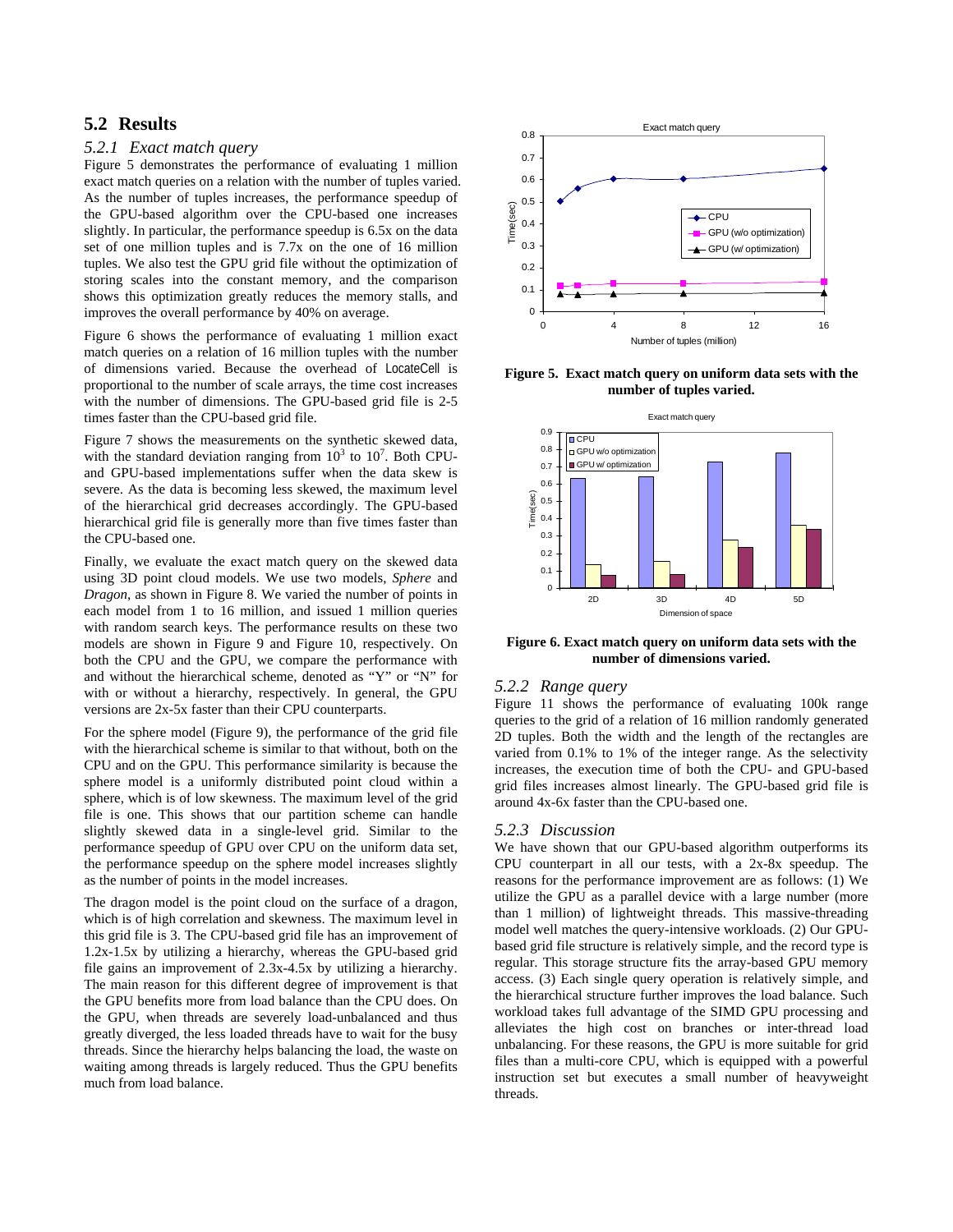## 5.2 Results

### 5.2.1 *Exact match query*

Figure 5 demonstrates the performance of evaluating 1 million exact match queries on a relation with the number of tuples varied. As the number of tuples increases, the performance speedup of the GPU-based algorithm over the CPU-based one increases slightly. In particular, the performance speedup is 6.5x on the data set of one million tuples and is 7.7x on the one of 16 million tuples. We also test the GPU grid file without the optimization of storing scales into the constant memory, and the comparison shows this optimization greatly reduces the memory stalls, and improves the overall performance by 40% on average.

Figure 6 shows the performance of evaluating 1 million exact match queries on a relation of 16 million tuples with the number of dimensions varied. Because the overhead of LocateCell is proportional to the number of scale arrays, the time cost increases with the number of dimensions. The GPU-based grid file is 2-5 times faster than the CPU-based grid file.

Figure 7 shows the measurements on the synthetic skewed data, with the standard deviation ranging from $10^3$ to $10^7$. Both CPU- and GPU-based implementations suffer when the data skew is severe. As the data is becoming less skewed, the maximum level of the hierarchical grid decreases accordingly. The GPU-based hierarchical grid file is generally more than five times faster than the CPU-based one.

Finally, we evaluate the exact match query on the skewed data using 3D point cloud models. We use two models, *Sphere* and *Dragon*, as shown in Figure 8. We varied the number of points in each model from 1 to 16 million, and issued 1 million queries with random search keys. The performance results on these two models are shown in Figure 9 and Figure 10, respectively. On both the CPU and the GPU, we compare the performance with and without the hierarchical scheme, denoted as "Y" or "N" for with or without a hierarchy, respectively. In general, the GPU versions are 2x-5x faster than their CPU counterparts.

For the sphere model (Figure 9), the performance of the grid file with the hierarchical scheme is similar to that without, both on the CPU and on the GPU. This performance similarity is because the sphere model is a uniformly distributed point cloud within a sphere, which is of low skewness. The maximum level of the grid file is one. This shows that our partition scheme can handle slightly skewed data in a single-level grid. Similar to the performance speedup of GPU over CPU on the uniform data set, the performance speedup on the sphere model increases slightly as the number of points in the model increases.

The dragon model is the point cloud on the surface of a dragon, which is of high correlation and skewness. The maximum level in this grid file is 3. The CPU-based grid file has an improvement of 1.2x-1.5x by utilizing a hierarchy, whereas the GPU-based grid file gains an improvement of 2.3x-4.5x by utilizing a hierarchy. The main reason for this different degree of improvement is that the GPU benefits more from load balance than the CPU does. On the GPU, when threads are severely load-unbalanced and thus greatly diverged, the less loaded threads have to wait for the busy threads. Since the hierarchy helps balancing the load, the waste on waiting among threads is largely reduced. Thus the GPU benefits much from load balance.

**Figure 5. Exact match query on uniform data sets with the number of tuples varied.**

**Figure 6. Exact match query on uniform data sets with the number of dimensions varied.**

### 5.2.2 *Range query*

Figure 11 shows the performance of evaluating 100k range queries to the grid of a relation of 16 million randomly generated 2D tuples. Both the width and the length of the rectangles are varied from 0.1% to 1% of the integer range. As the selectivity increases, the execution time of both the CPU- and GPU-based grid files increases almost linearly. The GPU-based grid file is around 4x-6x faster than the CPU-based one.

### 5.2.3 *Discussion*

We have shown that our GPU-based algorithm outperforms its CPU counterpart in all our tests, with a 2x-8x speedup. The reasons for the performance improvement are as follows: (1) We utilize the GPU as a parallel device with a large number (more than 1 million) of lightweight threads. This massive-threading model well matches the query-intensive workloads. (2) Our GPU-based grid file structure is relatively simple, and the record type is regular. This storage structure fits the array-based GPU memory access. (3) Each single query operation is relatively simple, and the hierarchical structure further improves the load balance. Such workload takes full advantage of the SIMD GPU processing and alleviates the high cost on branches or inter-thread load unbalancing. For these reasons, the GPU is more suitable for grid files than a multi-core CPU, which is equipped with a powerful instruction set but executes a small number of heavyweight threads.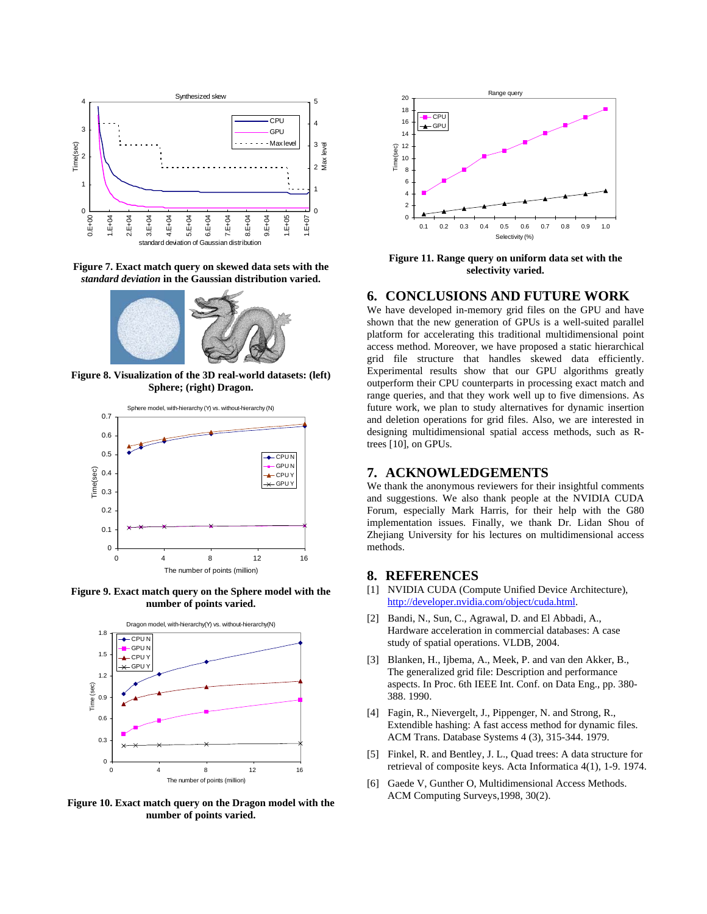Figure 7. Exact match query on skewed data sets with the *standard deviation* in the Gaussian distribution varied.

Figure 8. Visualization of the 3D real-world datasets: (left) Sphere; (right) Dragon.

Figure 9. Exact match query on the Sphere model with the number of points varied.

Figure 10. Exact match query on the Dragon model with the number of points varied.

Figure 11. Range query on uniform data set with the selectivity varied.

## 6. CONCLUSIONS AND FUTURE WORK

We have developed in-memory grid files on the GPU and have shown that the new generation of GPUs is a well-suited parallel platform for accelerating this traditional multidimensional point access method. Moreover, we have proposed a static hierarchical grid file structure that handles skewed data efficiently. Experimental results show that our GPU algorithms greatly outperform their CPU counterparts in processing exact match and range queries, and that they work well up to five dimensions. As future work, we plan to study alternatives for dynamic insertion and deletion operations for grid files. Also, we are interested in designing multidimensional spatial access methods, such as R-trees [10], on GPUs.

## 7. ACKNOWLEDGEMENTS

We thank the anonymous reviewers for their insightful comments and suggestions. We also thank people at the NVIDIA CUDA Forum, especially Mark Harris, for their help with the G80 implementation issues. Finally, we thank Dr. Lidan Shou of Zhejiang University for his lectures on multidimensional access methods.

## 8. REFERENCES

[1] NVIDIA CUDA (Compute Unified Device Architecture), http://developer.nvidia.com/object/cuda.html.

[2] Bandi, N., Sun, C., Agrawal, D. and El Abbadi, A., Hardware acceleration in commercial databases: A case study of spatial operations. VLDB, 2004.

[3] Blanken, H., Ijbema, A., Meek, P. and van den Akker, B., The generalized grid file: Description and performance aspects. In Proc. 6th IEEE Int. Conf. on Data Eng., pp. 380-388. 1990.

[4] Fagin, R., Nievergelt, J., Pippenger, N. and Strong, R., Extendible hashing: A fast access method for dynamic files. ACM Trans. Database Systems 4 (3), 315-344. 1979.

[5] Finkel, R. and Bentley, J. L., Quad trees: A data structure for retrieval of composite keys. Acta Informatica 4(1), 1-9. 1974.

[6] Gaede V, Gunther O, Multidimensional Access Methods. ACM Computing Surveys,1998, 30(2).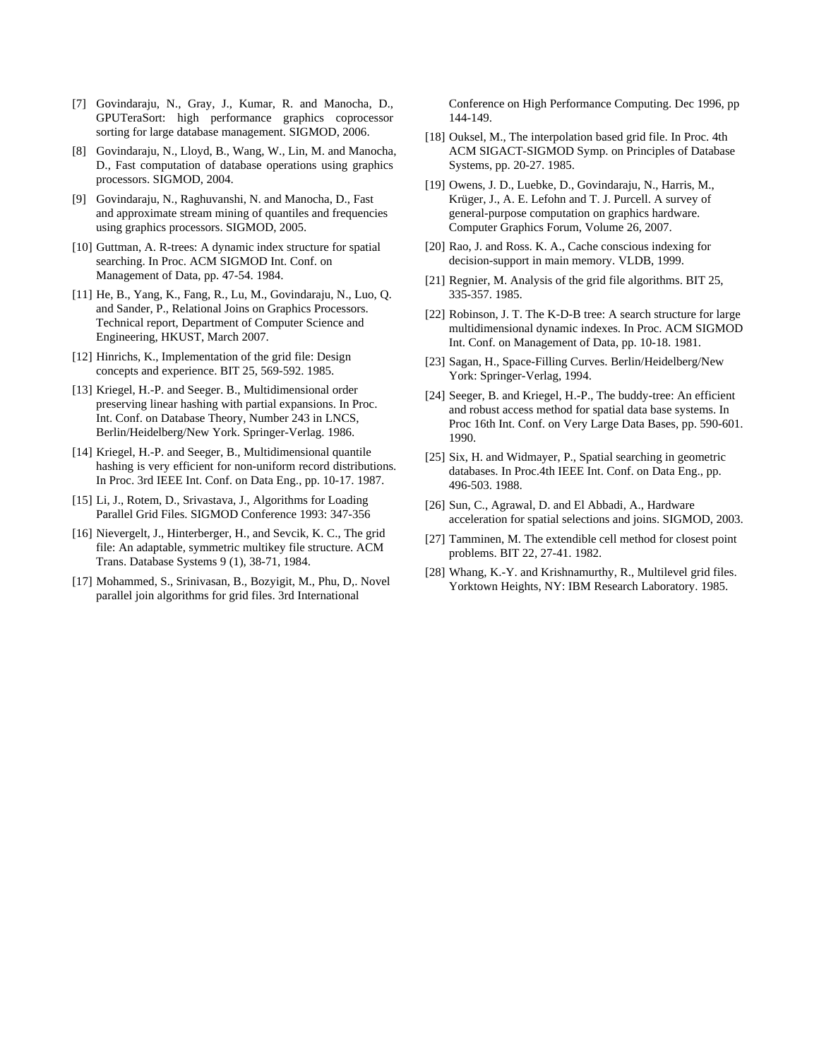[7] Govindaraju, N., Gray, J., Kumar, R. and Manocha, D., GPUTeraSort: high performance graphics coprocessor sorting for large database management. SIGMOD, 2006.

[8] Govindaraju, N., Lloyd, B., Wang, W., Lin, M. and Manocha, D., Fast computation of database operations using graphics processors. SIGMOD, 2004.

[9] Govindaraju, N., Raghuvanshi, N. and Manocha, D., Fast and approximate stream mining of quantiles and frequencies using graphics processors. SIGMOD, 2005.

[10] Guttman, A. R-trees: A dynamic index structure for spatial searching. In Proc. ACM SIGMOD Int. Conf. on Management of Data, pp. 47-54. 1984.

[11] He, B., Yang, K., Fang, R., Lu, M., Govindaraju, N., Luo, Q. and Sander, P., Relational Joins on Graphics Processors. Technical report, Department of Computer Science and Engineering, HKUST, March 2007.

[12] Hinrichs, K., Implementation of the grid file: Design concepts and experience. BIT 25, 569-592. 1985.

[13] Kriegel, H.-P. and Seeger. B., Multidimensional order preserving linear hashing with partial expansions. In Proc. Int. Conf. on Database Theory, Number 243 in LNCS, Berlin/Heidelberg/New York. Springer-Verlag. 1986.

[14] Kriegel, H.-P. and Seeger, B., Multidimensional quantile hashing is very efficient for non-uniform record distributions. In Proc. 3rd IEEE Int. Conf. on Data Eng., pp. 10-17. 1987.

[15] Li, J., Rotem, D., Srivastava, J., Algorithms for Loading Parallel Grid Files. SIGMOD Conference 1993: 347-356

[16] Nievergelt, J., Hinterberger, H., and Sevcik, K. C., The grid file: An adaptable, symmetric multikey file structure. ACM Trans. Database Systems 9 (1), 38-71, 1984.

[17] Mohammed, S., Srinivasan, B., Bozyigit, M., Phu, D,. Novel parallel join algorithms for grid files. 3rd International Conference on High Performance Computing. Dec 1996, pp 144-149.

[18] Ouksel, M., The interpolation based grid file. In Proc. 4th ACM SIGACT-SIGMOD Symp. on Principles of Database Systems, pp. 20-27. 1985.

[19] Owens, J. D., Luebke, D., Govindaraju, N., Harris, M., Krüger, J., A. E. Lefohn and T. J. Purcell. A survey of general-purpose computation on graphics hardware. Computer Graphics Forum, Volume 26, 2007.

[20] Rao, J. and Ross. K. A., Cache conscious indexing for decision-support in main memory. VLDB, 1999.

[21] Regnier, M. Analysis of the grid file algorithms. BIT 25, 335-357. 1985.

[22] Robinson, J. T. The K-D-B tree: A search structure for large multidimensional dynamic indexes. In Proc. ACM SIGMOD Int. Conf. on Management of Data, pp. 10-18. 1981.

[23] Sagan, H., Space-Filling Curves. Berlin/Heidelberg/New York: Springer-Verlag, 1994.

[24] Seeger, B. and Kriegel, H.-P., The buddy-tree: An efficient and robust access method for spatial data base systems. In Proc 16th Int. Conf. on Very Large Data Bases, pp. 590-601. 1990.

[25] Six, H. and Widmayer, P., Spatial searching in geometric databases. In Proc.4th IEEE Int. Conf. on Data Eng., pp. 496-503. 1988.

[26] Sun, C., Agrawal, D. and El Abbadi, A., Hardware acceleration for spatial selections and joins. SIGMOD, 2003.

[27] Tamminen, M. The extendible cell method for closest point problems. BIT 22, 27-41. 1982.

[28] Whang, K.-Y. and Krishnamurthy, R., Multilevel grid files. Yorktown Heights, NY: IBM Research Laboratory. 1985.